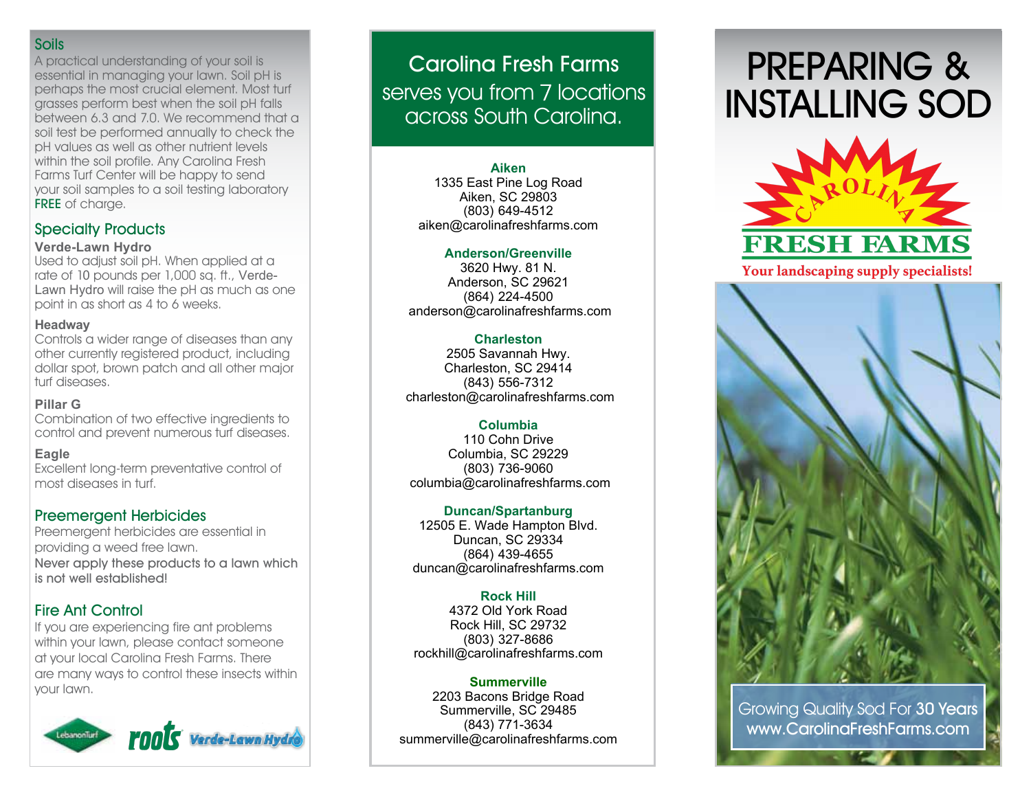## Soils

A practical understanding of your soil is essential in managing your lawn. Soil pH is perhaps the most crucial element. Most turf grasses perform best when the soil pH falls between 6.3 and 7.0. We recommend that a soil test be performed annually to check the pH values as well as other nutrient levels within the soil profile. Any Carolina Fresh Farms Turf Center will be happy to send your soil samples to a soil testing laboratory FREE of charge.

## Specialty Products

**Verde-Lawn Hydro**
Used to adjust soil pH. When applied at a rate of 10 pounds per 1,000 sq. ft., Verde-Lawn Hydro will raise the pH as much as one point in as short as 4 to 6 weeks.

**Headway**
Controls a wider range of diseases than any other currently registered product, including dollar spot, brown patch and all other major turf diseases.

**Pillar G**
Combination of two effective ingredients to control and prevent numerous turf diseases.

**Eagle**
Excellent long-term preventative control of most diseases in turf.

## Preemergent Herbicides

Preemergent herbicides are essential in providing a weed free lawn.
**Never apply these products to a lawn which is not well established!**

## Fire Ant Control

If you are experiencing fire ant problems within your lawn, please contact someone at your local Carolina Fresh Farms. There are many ways to control these insects within your lawn.

LebanonTurf roots Verde-Lawn Hydro

## Carolina Fresh Farms serves you from 7 locations across South Carolina.

**Aiken**
1335 East Pine Log Road
Aiken, SC 29803
(803) 649-4512
aiken@carolinafreshfarms.com

**Anderson/Greenville**
3620 Hwy. 81 N.
Anderson, SC 29621
(864) 224-4500
anderson@carolinafreshfarms.com

**Charleston**
2505 Savannah Hwy.
Charleston, SC 29414
(843) 556-7312
charleston@carolinafreshfarms.com

**Columbia**
110 Cohn Drive
Columbia, SC 29229
(803) 736-9060
columbia@carolinafreshfarms.com

**Duncan/Spartanburg**
12505 E. Wade Hampton Blvd.
Duncan, SC 29334
(864) 439-4655
duncan@carolinafreshfarms.com

**Rock Hill**
4372 Old York Road
Rock Hill, SC 29732
(803) 327-8686
rockhill@carolinafreshfarms.com

**Summerville**
2203 Bacons Bridge Road
Summerville, SC 29485
(843) 771-3634
summerville@carolinafreshfarms.com

# PREPARING & INSTALLING SOD

CAROLINA FRESH FARMS

Your landscaping supply specialists!

Growing Quality Sod For **30 Years**
www.CarolinaFreshFarms.com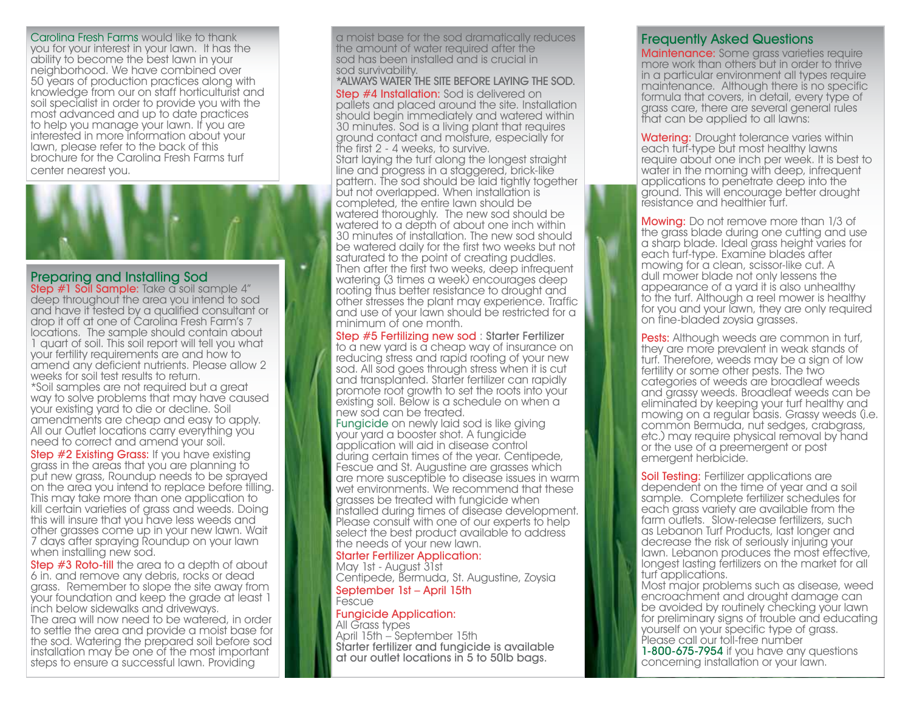Carolina Fresh Farms would like to thank you for your interest in your lawn. It has the ability to become the best lawn in your neighborhood. We have combined over 50 years of production practices along with knowledge from our on staff horticulturist and soil specialist in order to provide you with the most advanced and up to date practices to help you manage your lawn. If you are interested in more information about your lawn, please refer to the back of this brochure for the Carolina Fresh Farms turf center nearest you.

## Preparing and Installing Sod

**Step #1 Soil Sample:** Take a soil sample 4" deep throughout the area you intend to sod and have it tested by a qualified consultant or drop it off at one of Carolina Fresh Farm's 7 locations. The sample should contain about 1 quart of soil. This soil report will tell you what your fertility requirements are and how to amend any deficient nutrients. Please allow 2 weeks for soil test results to return.

*Soil samples are not required but a great way to solve problems that may have caused your existing yard to die or decline. Soil amendments are cheap and easy to apply. All our Outlet locations carry everything you need to correct and amend your soil.

**Step #2 Existing Grass:** If you have existing grass in the areas that you are planning to put new grass, Roundup needs to be sprayed on the area you intend to replace before tilling. This may take more than one application to kill certain varieties of grass and weeds. Doing this will insure that you have less weeds and other grasses come up in your new lawn. Wait 7 days after spraying Roundup on your lawn when installing new sod.

**Step #3 Roto-till** the area to a depth of about 6 in. and remove any debris, rocks or dead grass. Remember to slope the site away from your foundation and keep the grade at least 1 inch below sidewalks and driveways.

The area will now need to be watered, in order to settle the area and provide a moist base for the sod. Watering the prepared soil before sod installation may be one of the most important steps to ensure a successful lawn. Providing a moist base for the sod dramatically reduces the amount of water required after the sod has been installed and is crucial in sod survivability.

*ALWAYS WATER THE SITE BEFORE LAYING THE SOD.

**Step #4 Installation:** Sod is delivered on pallets and placed around the site. Installation should begin immediately and watered within 30 minutes. Sod is a living plant that requires ground contact and moisture, especially for the first 2 - 4 weeks, to survive.

Start laying the turf along the longest straight line and progress in a staggered, brick-like pattern. The sod should be laid tightly together but not overlapped. When installation is completed, the entire lawn should be watered thoroughly. The new sod should be watered to a depth of about one inch within 30 minutes of installation. The new sod should be watered daily for the first two weeks but not saturated to the point of creating puddles. Then after the first two weeks, deep infrequent watering (3 times a week) encourages deep rooting thus better resistance to drought and other stresses the plant may experience. Traffic and use of your lawn should be restricted for a minimum of one month.

**Step #5 Fertilizing new sod** : Starter Fertilizer to a new yard is a cheap way of insurance on reducing stress and rapid rooting of your new sod. All sod goes through stress when it is cut and transplanted. Starter fertilizer can rapidly promote root growth to set the roots into your existing soil. Below is a schedule on when a new sod can be treated.

**Fungicide** on newly laid sod is like giving your yard a booster shot. A fungicide application will aid in disease control during certain times of the year. Centipede, Fescue and St. Augustine are grasses which are more susceptible to disease issues in warm wet environments. We recommend that these grasses be treated with fungicide when installed during times of disease development. Please consult with one of our experts to help select the best product available to address the needs of your new lawn.

**Starter Fertilizer Application:**
May 1st - August 31st
Centipede, Bermuda, St. Augustine, Zoysia

**September 1st – April 15th**
Fescue

**Fungicide Application:**
All Grass types
April 15th – September 15th

Starter fertilizer and fungicide is available at our outlet locations in 5 to 50lb bags.

## Frequently Asked Questions

**Maintenance:** Some grass varieties require more work than others but in order to thrive in a particular environment all types require maintenance. Although there is no specific formula that covers, in detail, every type of grass care, there are several general rules that can be applied to all lawns:

**Watering:** Drought tolerance varies within each turf-type but most healthy lawns require about one inch per week. It is best to water in the morning with deep, infrequent applications to penetrate deep into the ground. This will encourage better drought resistance and healthier turf.

**Mowing:** Do not remove more than 1/3 of the grass blade during one cutting and use a sharp blade. Ideal grass height varies for each turf-type. Examine blades after mowing for a clean, scissor-like cut. A dull mower blade not only lessens the appearance of a yard it is also unhealthy to the turf. Although a reel mower is healthy for you and your lawn, they are only required on fine-bladed zoysia grasses.

**Pests:** Although weeds are common in turf, they are more prevalent in weak stands of turf. Therefore, weeds may be a sign of low fertility or some other pests. The two categories of weeds are broadleaf weeds and grassy weeds. Broadleaf weeds can be eliminated by keeping your turf healthy and mowing on a regular basis. Grassy weeds (i.e. common Bermuda, nut sedges, crabgrass, etc.) may require physical removal by hand or the use of a preemergent or post emergent herbicide.

**Soil Testing:** Fertilizer applications are dependent on the time of year and a soil sample. Complete fertilizer schedules for each grass variety are available from the farm outlets. Slow-release fertilizers, such as Lebanon Turf Products, last longer and decrease the risk of seriously injuring your lawn. Lebanon produces the most effective, longest lasting fertilizers on the market for all turf applications.

Most major problems such as disease, weed encroachment and drought damage can be avoided by routinely checking your lawn for preliminary signs of trouble and educating yourself on your specific type of grass.

Please call our toll-free number **1-800-675-7954** if you have any questions concerning installation or your lawn.